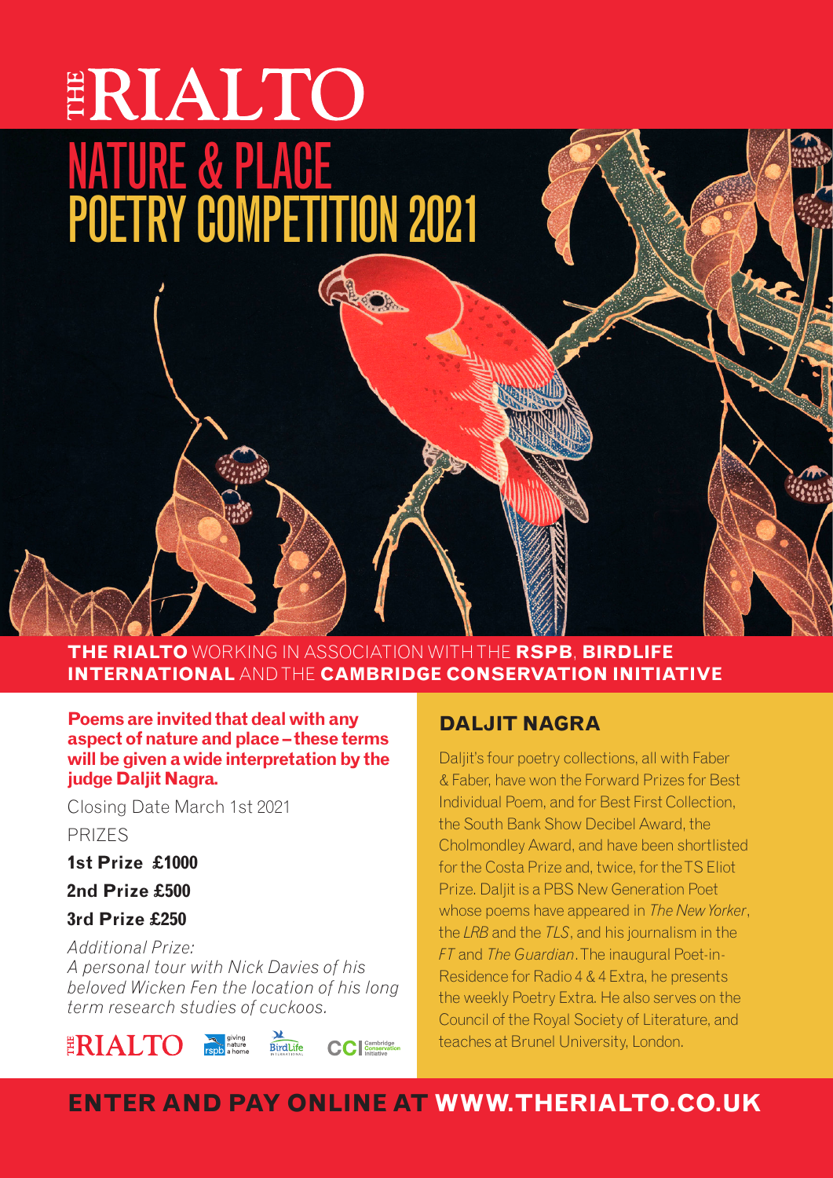# THE RIALTO

## NATURE & PLACE POETRY COMPETITION 2021

**THE RIALTO** WORKING IN ASSOCIATION WITH THE **RSPB**, **BIRDLIFE INTERNATIONAL** AND THE **CAMBRIDGE CONSERVATION INITIATIVE**

**Poems are invited that deal with any aspect of nature and place – these terms will be given a wide interpretation by the judge Daljit Nagra.**

Closing Date March 1st 2021

PRIZES

**1st Prize £1000**

**2nd Prize £500**

**3rd Prize £250**

*Additional Prize:*
*A personal tour with Nick Davies of his beloved Wicken Fen the location of his long term research studies of cuckoos.*

THE RIALTO · rspb giving nature a home · BirdLife International · CCI Cambridge Conservation Initiative

## DALJIT NAGRA

Daljit's four poetry collections, all with Faber & Faber, have won the Forward Prizes for Best Individual Poem, and for Best First Collection, the South Bank Show Decibel Award, the Cholmondley Award, and have been shortlisted for the Costa Prize and, twice, for the TS Eliot Prize. Daljit is a PBS New Generation Poet whose poems have appeared in *The New Yorker*, the *LRB* and the *TLS*, and his journalism in the *FT* and *The Guardian*. The inaugural Poet-in-Residence for Radio 4 & 4 Extra, he presents the weekly Poetry Extra. He also serves on the Council of the Royal Society of Literature, and teaches at Brunel University, London.

**ENTER AND PAY ONLINE AT WWW.THERIALTO.CO.UK**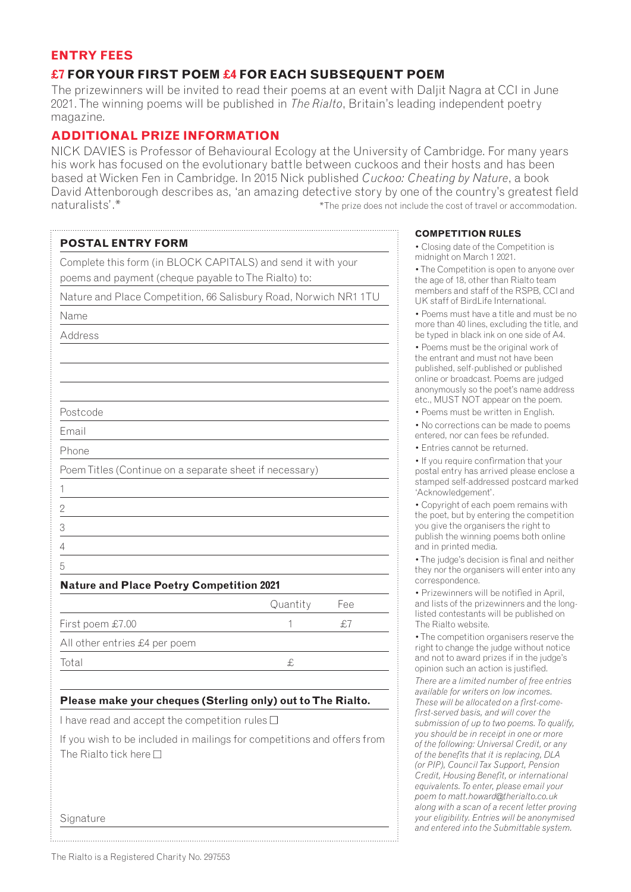## ENTRY FEES

### £7 FOR YOUR FIRST POEM £4 FOR EACH SUBSEQUENT POEM

The prizewinners will be invited to read their poems at an event with Daljit Nagra at CCI in June 2021. The winning poems will be published in *The Rialto*, Britain's leading independent poetry magazine.

## ADDITIONAL PRIZE INFORMATION

NICK DAVIES is Professor of Behavioural Ecology at the University of Cambridge. For many years his work has focused on the evolutionary battle between cuckoos and their hosts and has been based at Wicken Fen in Cambridge. In 2015 Nick published *Cuckoo: Cheating by Nature*, a book David Attenborough describes as, 'an amazing detective story by one of the country's greatest field naturalists'.*

*The prize does not include the cost of travel or accommodation.

### POSTAL ENTRY FORM

Complete this form (in BLOCK CAPITALS) and send it with your poems and payment (cheque payable to The Rialto) to:

Nature and Place Competition, 66 Salisbury Road, Norwich NR1 1TU

Name

Address

Postcode

Email

Phone

Poem Titles (Continue on a separate sheet if necessary)

1

2

3

4

5

**Nature and Place Poetry Competition 2021**

| | Quantity | Fee |
|---|---|---|
| First poem £7.00 | 1 | £7 |
| All other entries £4 per poem | | |
| Total | £ | |

**Please make your cheques (Sterling only) out to The Rialto.**

I have read and accept the competition rules ☐

If you wish to be included in mailings for competitions and offers from The Rialto tick here ☐

Signature

### COMPETITION RULES

- Closing date of the Competition is midnight on March 1 2021.
- The Competition is open to anyone over the age of 18, other than Rialto team members and staff of the RSPB, CCI and UK staff of BirdLife International.
- Poems must have a title and must be no more than 40 lines, excluding the title, and be typed in black ink on one side of A4.
- Poems must be the original work of the entrant and must not have been published, self-published or published online or broadcast. Poems are judged anonymously so the poet's name address etc., MUST NOT appear on the poem.
- Poems must be written in English.
- No corrections can be made to poems entered, nor can fees be refunded.
- Entries cannot be returned.
- If you require confirmation that your postal entry has arrived please enclose a stamped self-addressed postcard marked 'Acknowledgement'.
- Copyright of each poem remains with the poet, but by entering the competition you give the organisers the right to publish the winning poems both online and in printed media.
- The judge's decision is final and neither they nor the organisers will enter into any correspondence.
- Prizewinners will be notified in April, and lists of the prizewinners and the long-listed contestants will be published on The Rialto website.
- The competition organisers reserve the right to change the judge without notice and not to award prizes if in the judge's opinion such an action is justified.

*There are a limited number of free entries available for writers on low incomes. These will be allocated on a first-come-first-served basis, and will cover the submission of up to two poems. To qualify, you should be in receipt in one or more of the following: Universal Credit, or any of the benefits that it is replacing, DLA (or PIP), Council Tax Support, Pension Credit, Housing Benefit, or international equivalents. To enter, please email your poem to matt.howard@therialto.co.uk along with a scan of a recent letter proving your eligibility. Entries will be anonymised and entered into the Submittable system.*

The Rialto is a Registered Charity No. 297553